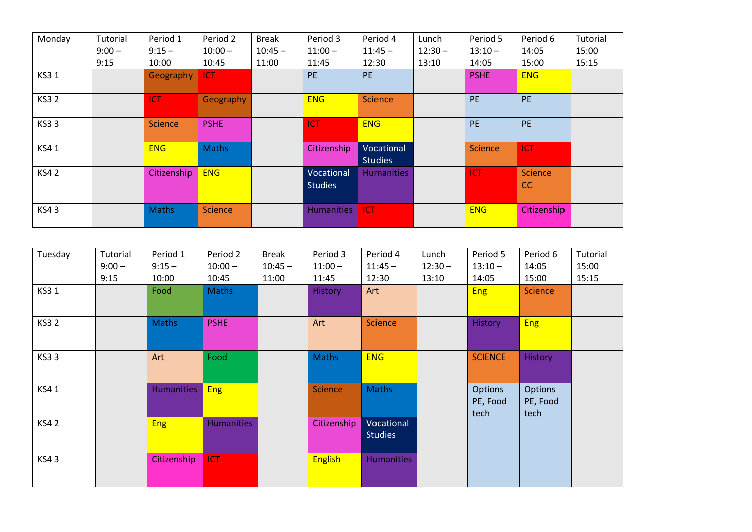| Monday | Tutorial 9:00 – 9:15 | Period 1 9:15 – 10:00 | Period 2 10:00 – 10:45 | Break 10:45 – 11:00 | Period 3 11:00 – 11:45 | Period 4 11:45 – 12:30 | Lunch 12:30 – 13:10 | Period 5 13:10 – 14:05 | Period 6 14:05 15:00 | Tutorial 15:00 15:15 |
|---|---|---|---|---|---|---|---|---|---|---|
| KS3 1 | | Geography | ICT | | PE | PE | | PSHE | ENG | |
| KS3 2 | | ICT | Geography | | ENG | Science | | PE | PE | |
| KS3 3 | | Science | PSHE | | ICT | ENG | | PE | PE | |
| KS4 1 | | ENG | Maths | | Citizenship | Vocational Studies | | Science | ICT | |
| KS4 2 | | Citizenship | ENG | | Vocational Studies | Humanities | | ICT | Science CC | |
| KS4 3 | | Maths | Science | | Humanities | ICT | | ENG | Citizenship | |

| Tuesday | Tutorial 9:00 – 9:15 | Period 1 9:15 – 10:00 | Period 2 10:00 – 10:45 | Break 10:45 – 11:00 | Period 3 11:00 – 11:45 | Period 4 11:45 – 12:30 | Lunch 12:30 – 13:10 | Period 5 13:10 – 14:05 | Period 6 14:05 15:00 | Tutorial 15:00 15:15 |
|---|---|---|---|---|---|---|---|---|---|---|
| KS3 1 | | Food | Maths | | History | Art | | Eng | Science | |
| KS3 2 | | Maths | PSHE | | Art | Science | | History | Eng | |
| KS3 3 | | Art | Food | | Maths | ENG | | SCIENCE | History | |
| KS4 1 | | Humanities | Eng | | Science | Maths | | Options PE, Food tech | Options PE, Food tech | |
| KS4 2 | | Eng | Humanities | | Citizenship | Vocational Studies | | | | |
| KS4 3 | | Citizenship | ICT | | English | Humanities | | | | |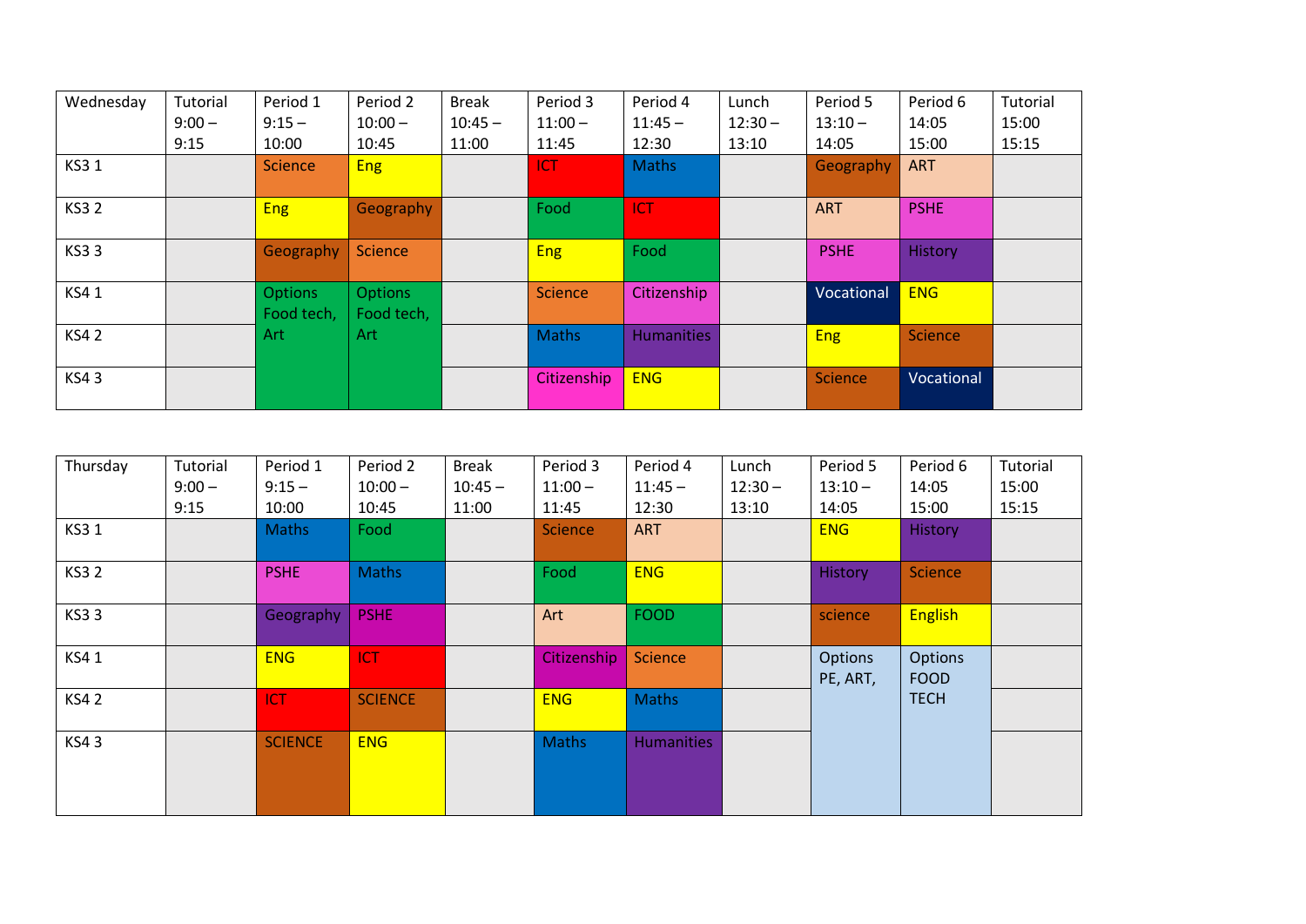| Wednesday | Tutorial 9:00 – 9:15 | Period 1 9:15 – 10:00 | Period 2 10:00 – 10:45 | Break 10:45 – 11:00 | Period 3 11:00 – 11:45 | Period 4 11:45 – 12:30 | Lunch 12:30 – 13:10 | Period 5 13:10 – 14:05 | Period 6 14:05 15:00 | Tutorial 15:00 15:15 |
|---|---|---|---|---|---|---|---|---|---|---|
| KS3 1 | | Science | Eng | | ICT | Maths | | Geography | ART | |
| KS3 2 | | Eng | Geography | | Food | ICT | | ART | PSHE | |
| KS3 3 | | Geography | Science | | Eng | Food | | PSHE | History | |
| KS4 1 | | Options Food tech, Art | Options Food tech, Art | | Science | Citizenship | | Vocational | ENG | |
| KS4 2 | | | | | Maths | Humanities | | Eng | Science | |
| KS4 3 | | | | | Citizenship | ENG | | Science | Vocational | |

| Thursday | Tutorial 9:00 – 9:15 | Period 1 9:15 – 10:00 | Period 2 10:00 – 10:45 | Break 10:45 – 11:00 | Period 3 11:00 – 11:45 | Period 4 11:45 – 12:30 | Lunch 12:30 – 13:10 | Period 5 13:10 – 14:05 | Period 6 14:05 15:00 | Tutorial 15:00 15:15 |
|---|---|---|---|---|---|---|---|---|---|---|
| KS3 1 | | Maths | Food | | Science | ART | | ENG | History | |
| KS3 2 | | PSHE | Maths | | Food | ENG | | History | Science | |
| KS3 3 | | Geography | PSHE | | Art | FOOD | | science | English | |
| KS4 1 | | ENG | ICT | | Citizenship | Science | | Options PE, ART, | Options FOOD TECH | |
| KS4 2 | | ICT | SCIENCE | | ENG | Maths | | | | |
| KS4 3 | | SCIENCE | ENG | | Maths | Humanities | | | | |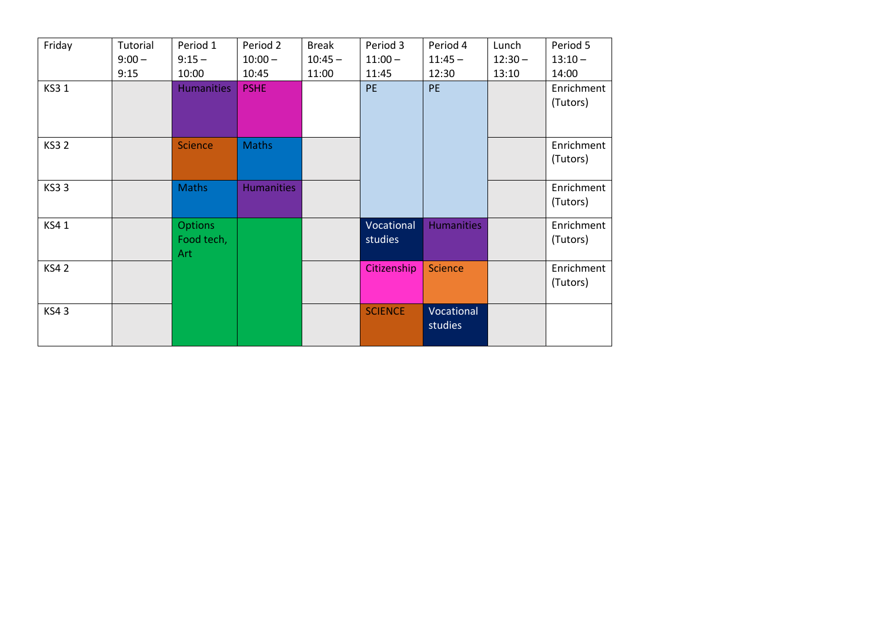| Friday | Tutorial 9:00 – 9:15 | Period 1 9:15 – 10:00 | Period 2 10:00 – 10:45 | Break 10:45 – 11:00 | Period 3 11:00 – 11:45 | Period 4 11:45 – 12:30 | Lunch 12:30 – 13:10 | Period 5 13:10 – 14:00 |
|---|---|---|---|---|---|---|---|---|
| KS3 1 | | Humanities | PSHE | | PE | PE | | Enrichment (Tutors) |
| KS3 2 | | Science | Maths | | | | | Enrichment (Tutors) |
| KS3 3 | | Maths | Humanities | | | | | Enrichment (Tutors) |
| KS4 1 | | Options Food tech, Art | | | Vocational studies | Humanities | | Enrichment (Tutors) |
| KS4 2 | | | | | Citizenship | Science | | Enrichment (Tutors) |
| KS4 3 | | | | | SCIENCE | Vocational studies | | |